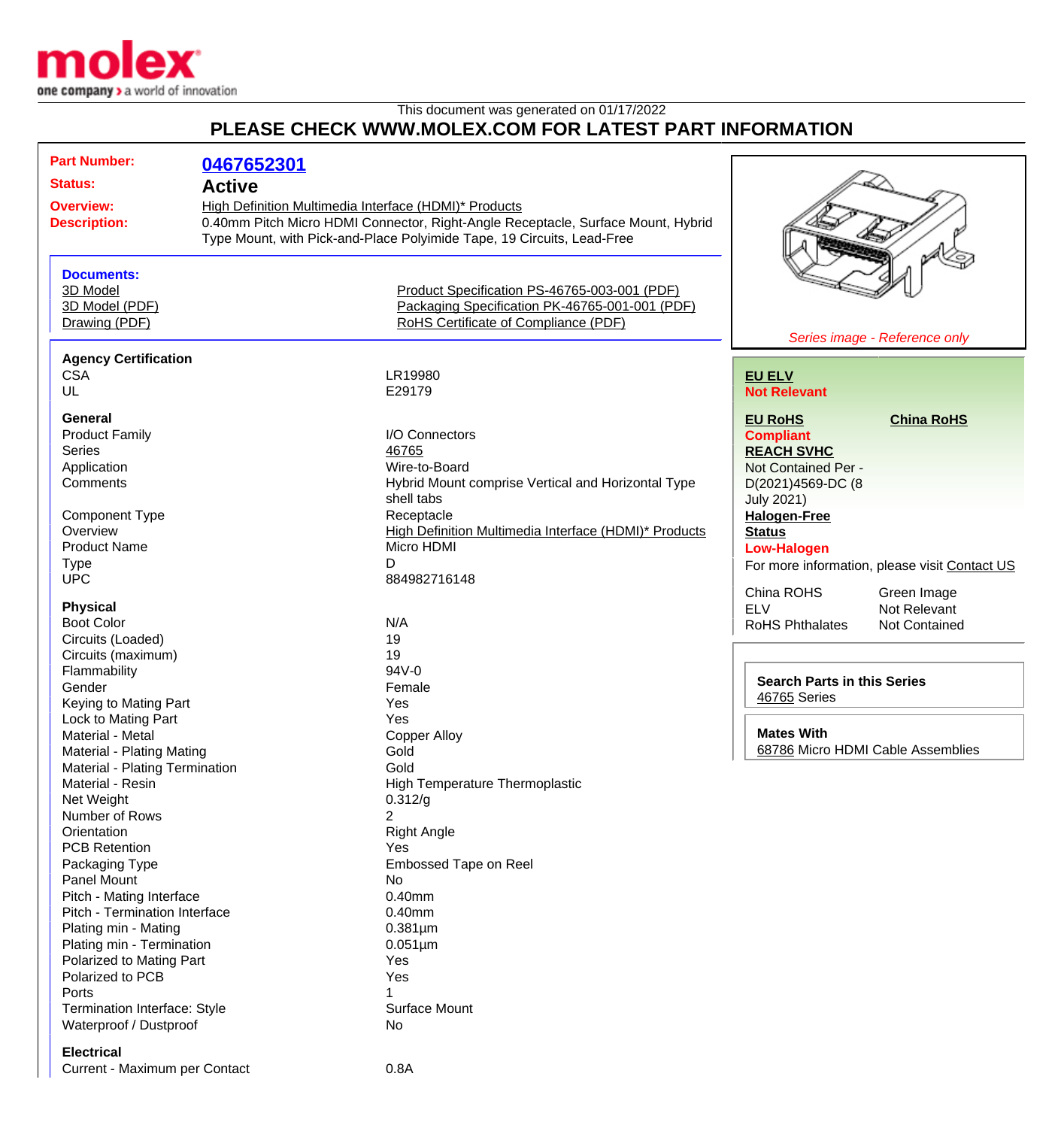This document was generated on 01/17/2022

# PLEASE CHECK WWW.MOLEX.COM FOR LATEST PART INFORMATION

| | |
|---|---|
| **Part Number:** | **0467652301** |
| **Status:** | **Active** |
| **Overview:** | High Definition Multimedia Interface (HDMI)* Products |
| **Description:** | 0.40mm Pitch Micro HDMI Connector, Right-Angle Receptacle, Surface Mount, Hybrid Type Mount, with Pick-and-Place Polyimide Tape, 19 Circuits, Lead-Free |

**Documents:**

- 3D Model
- 3D Model (PDF)
- Drawing (PDF)
- Product Specification PS-46765-003-001 (PDF)
- Packaging Specification PK-46765-001-001 (PDF)
- RoHS Certificate of Compliance (PDF)

*Series image - Reference only*

**EU ELV**
**Not Relevant**

**EU RoHS**
**Compliant**

**China RoHS**

**REACH SVHC**
Not Contained Per - D(2021)4569-DC (8 July 2021)

**Halogen-Free Status**
**Low-Halogen**

For more information, please visit Contact US

| | |
|---|---|
| China ROHS | Green Image |
| ELV | Not Relevant |
| RoHS Phthalates | Not Contained |

**Search Parts in this Series**
46765 Series

**Mates With**
68786 Micro HDMI Cable Assemblies

### Agency Certification

| | |
|---|---|
| CSA | LR19980 |
| UL | E29179 |

### General

| | |
|---|---|
| Product Family | I/O Connectors |
| Series | 46765 |
| Application | Wire-to-Board |
| Comments | Hybrid Mount comprise Vertical and Horizontal Type shell tabs |
| Component Type | Receptacle |
| Overview | High Definition Multimedia Interface (HDMI)* Products |
| Product Name | Micro HDMI |
| Type | D |
| UPC | 884982716148 |

### Physical

| | |
|---|---|
| Boot Color | N/A |
| Circuits (Loaded) | 19 |
| Circuits (maximum) | 19 |
| Flammability | 94V-0 |
| Gender | Female |
| Keying to Mating Part | Yes |
| Lock to Mating Part | Yes |
| Material - Metal | Copper Alloy |
| Material - Plating Mating | Gold |
| Material - Plating Termination | Gold |
| Material - Resin | High Temperature Thermoplastic |
| Net Weight | 0.312/g |
| Number of Rows | 2 |
| Orientation | Right Angle |
| PCB Retention | Yes |
| Packaging Type | Embossed Tape on Reel |
| Panel Mount | No |
| Pitch - Mating Interface | 0.40mm |
| Pitch - Termination Interface | 0.40mm |
| Plating min - Mating | 0.381µm |
| Plating min - Termination | 0.051µm |
| Polarized to Mating Part | Yes |
| Polarized to PCB | Yes |
| Ports | 1 |
| Termination Interface: Style | Surface Mount |
| Waterproof / Dustproof | No |

### Electrical

| | |
|---|---|
| Current - Maximum per Contact | 0.8A |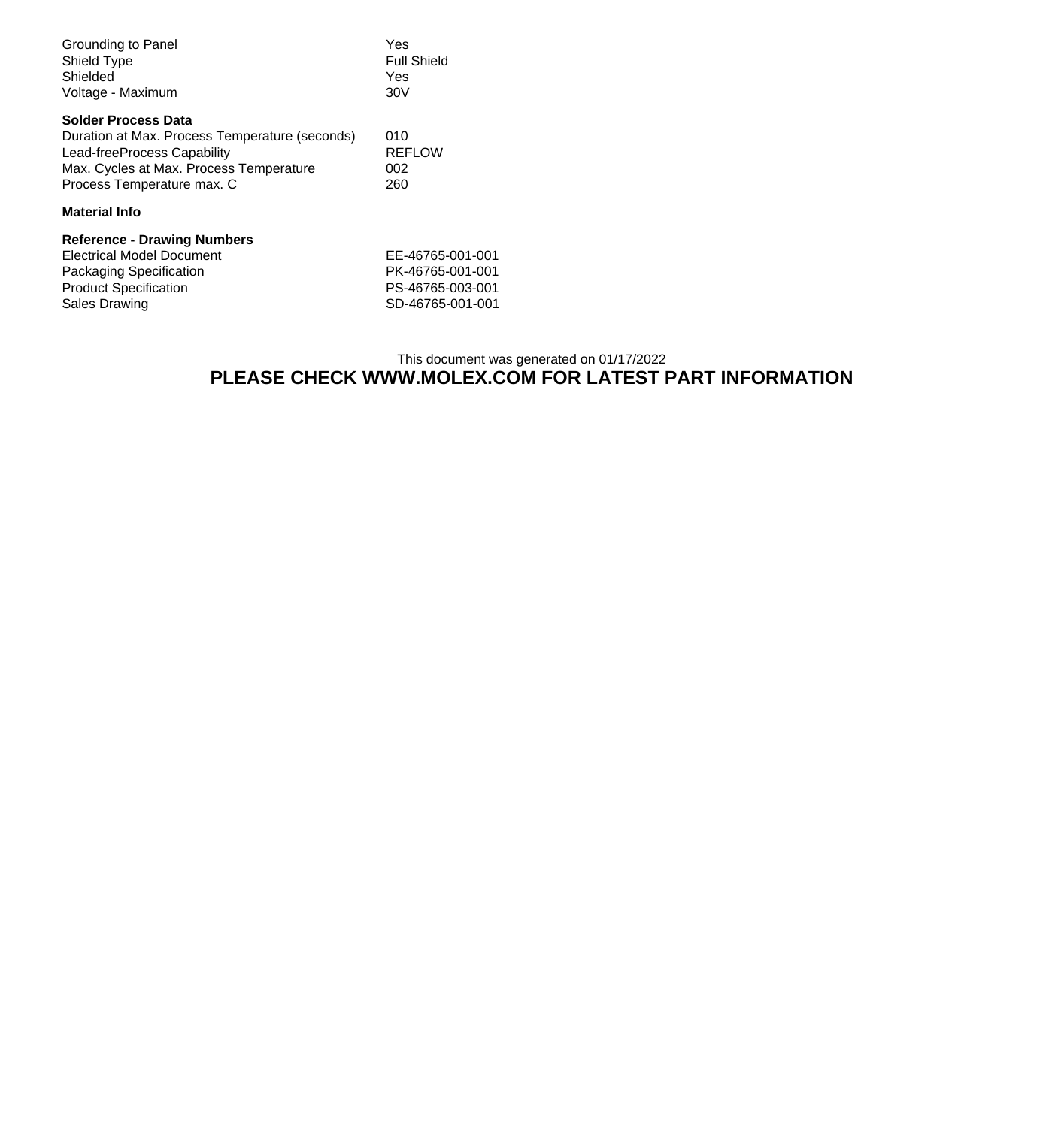| | |
|---|---|
| Grounding to Panel | Yes |
| Shield Type | Full Shield |
| Shielded | Yes |
| Voltage - Maximum | 30V |

**Solder Process Data**

| | |
|---|---|
| Duration at Max. Process Temperature (seconds) | 010 |
| Lead-freeProcess Capability | REFLOW |
| Max. Cycles at Max. Process Temperature | 002 |
| Process Temperature max. C | 260 |

**Material Info**

**Reference - Drawing Numbers**

| | |
|---|---|
| Electrical Model Document | EE-46765-001-001 |
| Packaging Specification | PK-46765-001-001 |
| Product Specification | PS-46765-003-001 |
| Sales Drawing | SD-46765-001-001 |

This document was generated on 01/17/2022

**PLEASE CHECK WWW.MOLEX.COM FOR LATEST PART INFORMATION**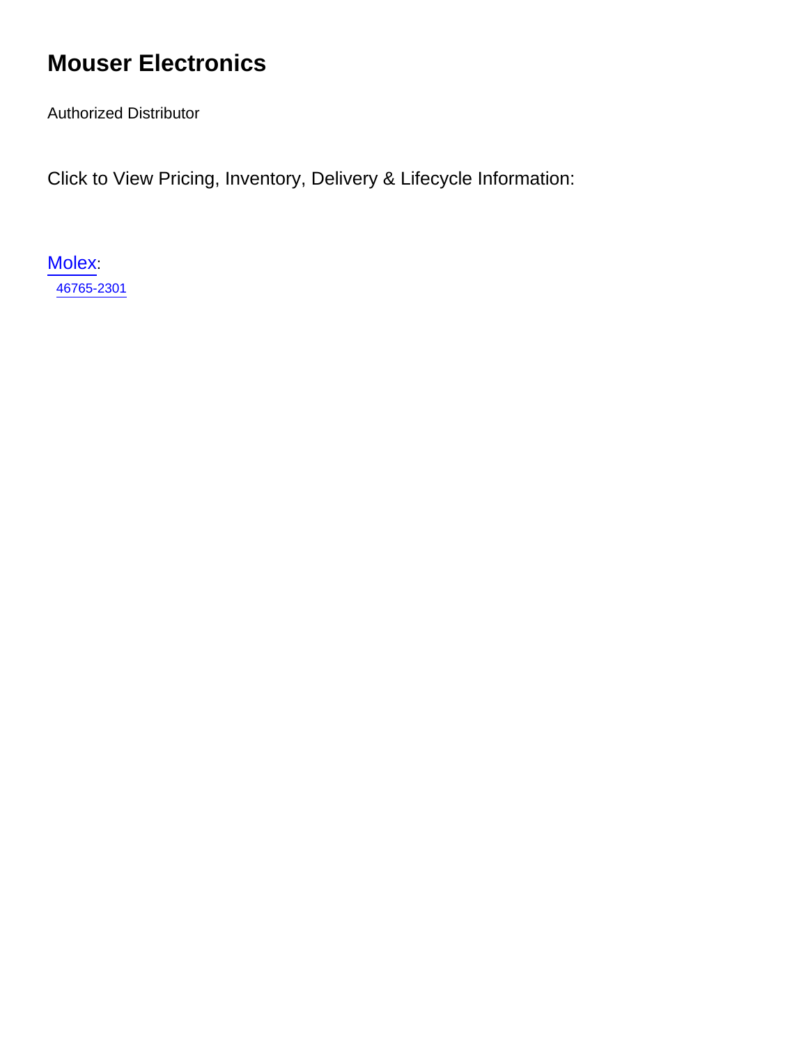# Mouser Electronics

Authorized Distributor

Click to View Pricing, Inventory, Delivery & Lifecycle Information:

Molex:

46765-2301